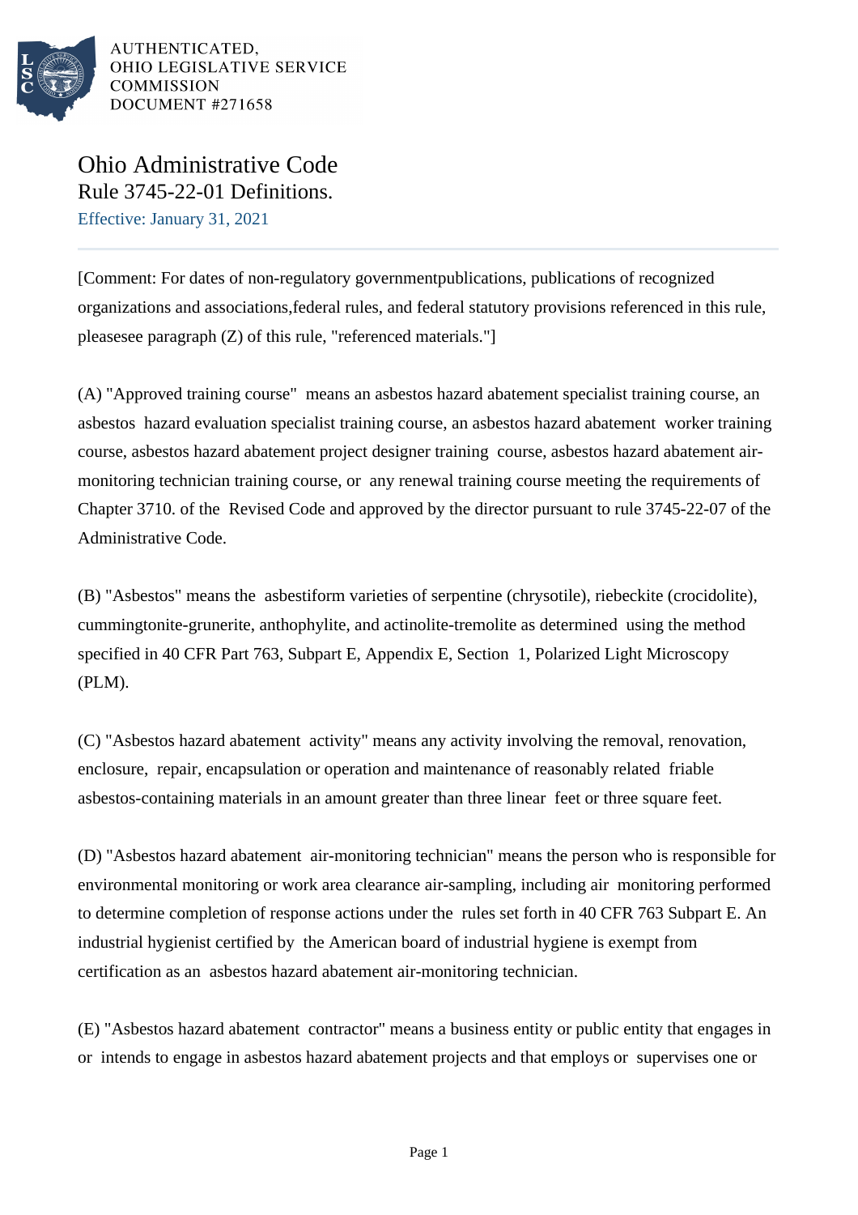AUTHENTICATED,
OHIO LEGISLATIVE SERVICE
COMMISSION
DOCUMENT #271658

# Ohio Administrative Code
## Rule 3745-22-01 Definitions.

Effective: January 31, 2021

[Comment: For dates of non-regulatory governmentpublications, publications of recognized organizations and associations,federal rules, and federal statutory provisions referenced in this rule, pleasesee paragraph (Z) of this rule, "referenced materials."]

(A) "Approved training course" means an asbestos hazard abatement specialist training course, an asbestos hazard evaluation specialist training course, an asbestos hazard abatement worker training course, asbestos hazard abatement project designer training course, asbestos hazard abatement air-monitoring technician training course, or any renewal training course meeting the requirements of Chapter 3710. of the Revised Code and approved by the director pursuant to rule 3745-22-07 of the Administrative Code.

(B) "Asbestos" means the asbestiform varieties of serpentine (chrysotile), riebeckite (crocidolite), cummingtonite-grunerite, anthophylite, and actinolite-tremolite as determined using the method specified in 40 CFR Part 763, Subpart E, Appendix E, Section 1, Polarized Light Microscopy (PLM).

(C) "Asbestos hazard abatement activity" means any activity involving the removal, renovation, enclosure, repair, encapsulation or operation and maintenance of reasonably related friable asbestos-containing materials in an amount greater than three linear feet or three square feet.

(D) "Asbestos hazard abatement air-monitoring technician" means the person who is responsible for environmental monitoring or work area clearance air-sampling, including air monitoring performed to determine completion of response actions under the rules set forth in 40 CFR 763 Subpart E. An industrial hygienist certified by the American board of industrial hygiene is exempt from certification as an asbestos hazard abatement air-monitoring technician.

(E) "Asbestos hazard abatement contractor" means a business entity or public entity that engages in or intends to engage in asbestos hazard abatement projects and that employs or supervises one or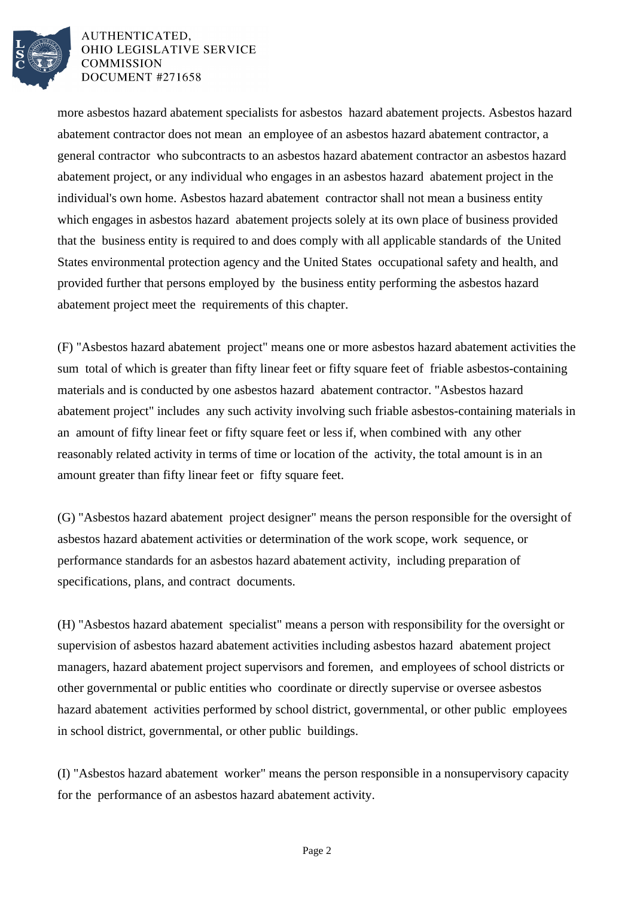more asbestos hazard abatement specialists for asbestos hazard abatement projects. Asbestos hazard abatement contractor does not mean an employee of an asbestos hazard abatement contractor, a general contractor who subcontracts to an asbestos hazard abatement contractor an asbestos hazard abatement project, or any individual who engages in an asbestos hazard abatement project in the individual's own home. Asbestos hazard abatement contractor shall not mean a business entity which engages in asbestos hazard abatement projects solely at its own place of business provided that the business entity is required to and does comply with all applicable standards of the United States environmental protection agency and the United States occupational safety and health, and provided further that persons employed by the business entity performing the asbestos hazard abatement project meet the requirements of this chapter.

(F) "Asbestos hazard abatement project" means one or more asbestos hazard abatement activities the sum total of which is greater than fifty linear feet or fifty square feet of friable asbestos-containing materials and is conducted by one asbestos hazard abatement contractor. "Asbestos hazard abatement project" includes any such activity involving such friable asbestos-containing materials in an amount of fifty linear feet or fifty square feet or less if, when combined with any other reasonably related activity in terms of time or location of the activity, the total amount is in an amount greater than fifty linear feet or fifty square feet.

(G) "Asbestos hazard abatement project designer" means the person responsible for the oversight of asbestos hazard abatement activities or determination of the work scope, work sequence, or performance standards for an asbestos hazard abatement activity, including preparation of specifications, plans, and contract documents.

(H) "Asbestos hazard abatement specialist" means a person with responsibility for the oversight or supervision of asbestos hazard abatement activities including asbestos hazard abatement project managers, hazard abatement project supervisors and foremen, and employees of school districts or other governmental or public entities who coordinate or directly supervise or oversee asbestos hazard abatement activities performed by school district, governmental, or other public employees in school district, governmental, or other public buildings.

(I) "Asbestos hazard abatement worker" means the person responsible in a nonsupervisory capacity for the performance of an asbestos hazard abatement activity.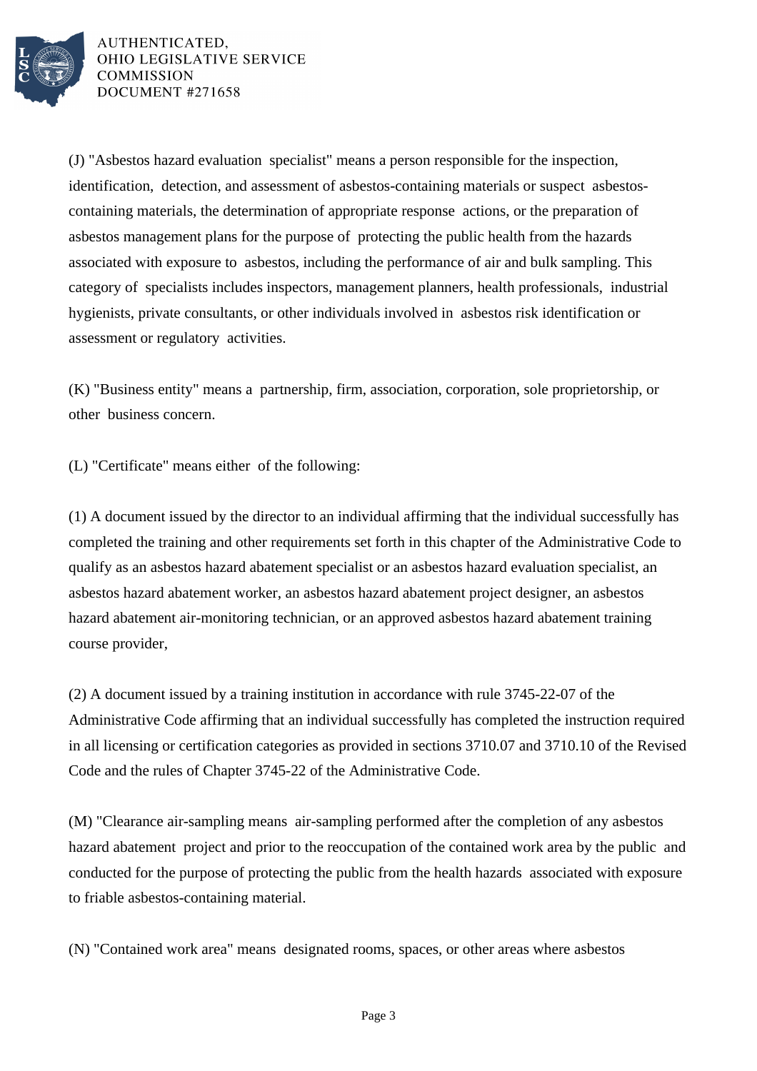(J) "Asbestos hazard evaluation specialist" means a person responsible for the inspection, identification, detection, and assessment of asbestos-containing materials or suspect asbestos-containing materials, the determination of appropriate response actions, or the preparation of asbestos management plans for the purpose of protecting the public health from the hazards associated with exposure to asbestos, including the performance of air and bulk sampling. This category of specialists includes inspectors, management planners, health professionals, industrial hygienists, private consultants, or other individuals involved in asbestos risk identification or assessment or regulatory activities.

(K) "Business entity" means a partnership, firm, association, corporation, sole proprietorship, or other business concern.

(L) "Certificate" means either of the following:

(1) A document issued by the director to an individual affirming that the individual successfully has completed the training and other requirements set forth in this chapter of the Administrative Code to qualify as an asbestos hazard abatement specialist or an asbestos hazard evaluation specialist, an asbestos hazard abatement worker, an asbestos hazard abatement project designer, an asbestos hazard abatement air-monitoring technician, or an approved asbestos hazard abatement training course provider,

(2) A document issued by a training institution in accordance with rule 3745-22-07 of the Administrative Code affirming that an individual successfully has completed the instruction required in all licensing or certification categories as provided in sections 3710.07 and 3710.10 of the Revised Code and the rules of Chapter 3745-22 of the Administrative Code.

(M) "Clearance air-sampling means air-sampling performed after the completion of any asbestos hazard abatement project and prior to the reoccupation of the contained work area by the public and conducted for the purpose of protecting the public from the health hazards associated with exposure to friable asbestos-containing material.

(N) "Contained work area" means designated rooms, spaces, or other areas where asbestos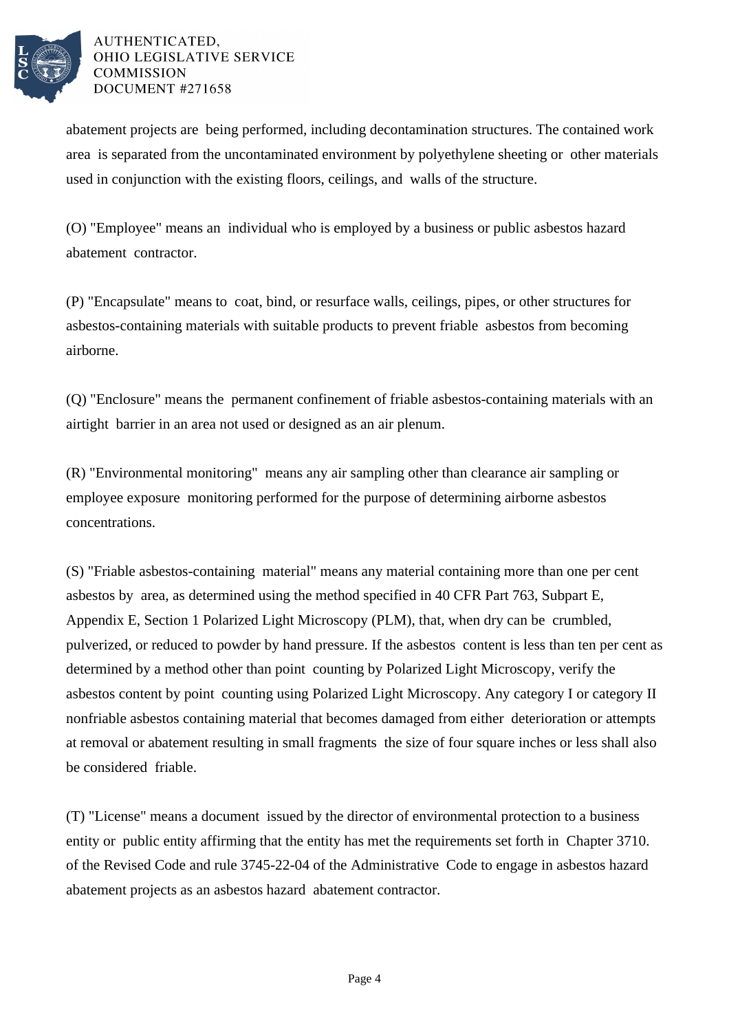abatement projects are being performed, including decontamination structures. The contained work area is separated from the uncontaminated environment by polyethylene sheeting or other materials used in conjunction with the existing floors, ceilings, and walls of the structure.

(O) "Employee" means an individual who is employed by a business or public asbestos hazard abatement contractor.

(P) "Encapsulate" means to coat, bind, or resurface walls, ceilings, pipes, or other structures for asbestos-containing materials with suitable products to prevent friable asbestos from becoming airborne.

(Q) "Enclosure" means the permanent confinement of friable asbestos-containing materials with an airtight barrier in an area not used or designed as an air plenum.

(R) "Environmental monitoring" means any air sampling other than clearance air sampling or employee exposure monitoring performed for the purpose of determining airborne asbestos concentrations.

(S) "Friable asbestos-containing material" means any material containing more than one per cent asbestos by area, as determined using the method specified in 40 CFR Part 763, Subpart E, Appendix E, Section 1 Polarized Light Microscopy (PLM), that, when dry can be crumbled, pulverized, or reduced to powder by hand pressure. If the asbestos content is less than ten per cent as determined by a method other than point counting by Polarized Light Microscopy, verify the asbestos content by point counting using Polarized Light Microscopy. Any category I or category II nonfriable asbestos containing material that becomes damaged from either deterioration or attempts at removal or abatement resulting in small fragments the size of four square inches or less shall also be considered friable.

(T) "License" means a document issued by the director of environmental protection to a business entity or public entity affirming that the entity has met the requirements set forth in Chapter 3710. of the Revised Code and rule 3745-22-04 of the Administrative Code to engage in asbestos hazard abatement projects as an asbestos hazard abatement contractor.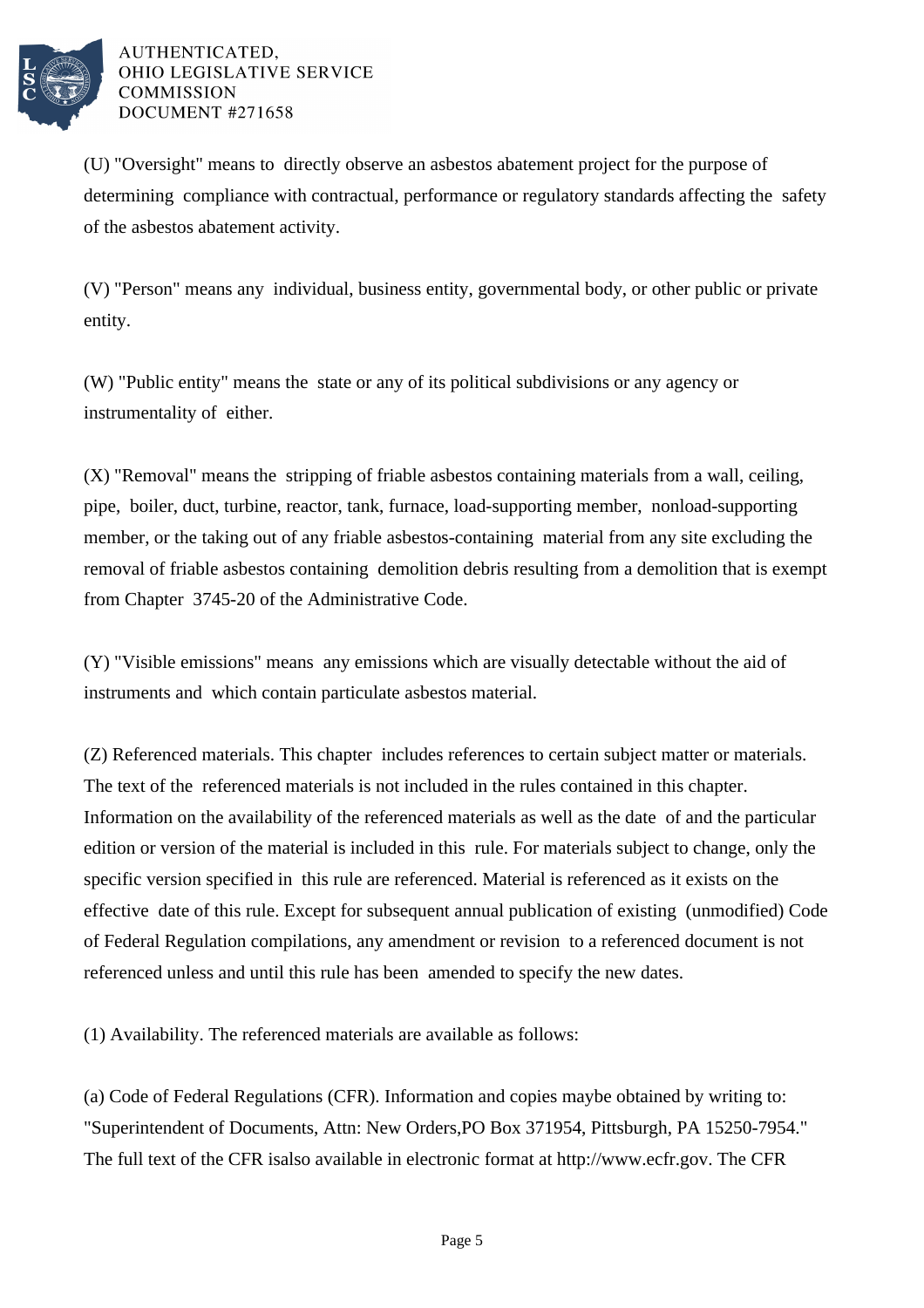(U) "Oversight" means to directly observe an asbestos abatement project for the purpose of determining compliance with contractual, performance or regulatory standards affecting the safety of the asbestos abatement activity.

(V) "Person" means any individual, business entity, governmental body, or other public or private entity.

(W) "Public entity" means the state or any of its political subdivisions or any agency or instrumentality of either.

(X) "Removal" means the stripping of friable asbestos containing materials from a wall, ceiling, pipe, boiler, duct, turbine, reactor, tank, furnace, load-supporting member, nonload-supporting member, or the taking out of any friable asbestos-containing material from any site excluding the removal of friable asbestos containing demolition debris resulting from a demolition that is exempt from Chapter 3745-20 of the Administrative Code.

(Y) "Visible emissions" means any emissions which are visually detectable without the aid of instruments and which contain particulate asbestos material.

(Z) Referenced materials. This chapter includes references to certain subject matter or materials. The text of the referenced materials is not included in the rules contained in this chapter. Information on the availability of the referenced materials as well as the date of and the particular edition or version of the material is included in this rule. For materials subject to change, only the specific version specified in this rule are referenced. Material is referenced as it exists on the effective date of this rule. Except for subsequent annual publication of existing (unmodified) Code of Federal Regulation compilations, any amendment or revision to a referenced document is not referenced unless and until this rule has been amended to specify the new dates.

(1) Availability. The referenced materials are available as follows:

(a) Code of Federal Regulations (CFR). Information and copies maybe obtained by writing to: "Superintendent of Documents, Attn: New Orders,PO Box 371954, Pittsburgh, PA 15250-7954." The full text of the CFR isalso available in electronic format at http://www.ecfr.gov. The CFR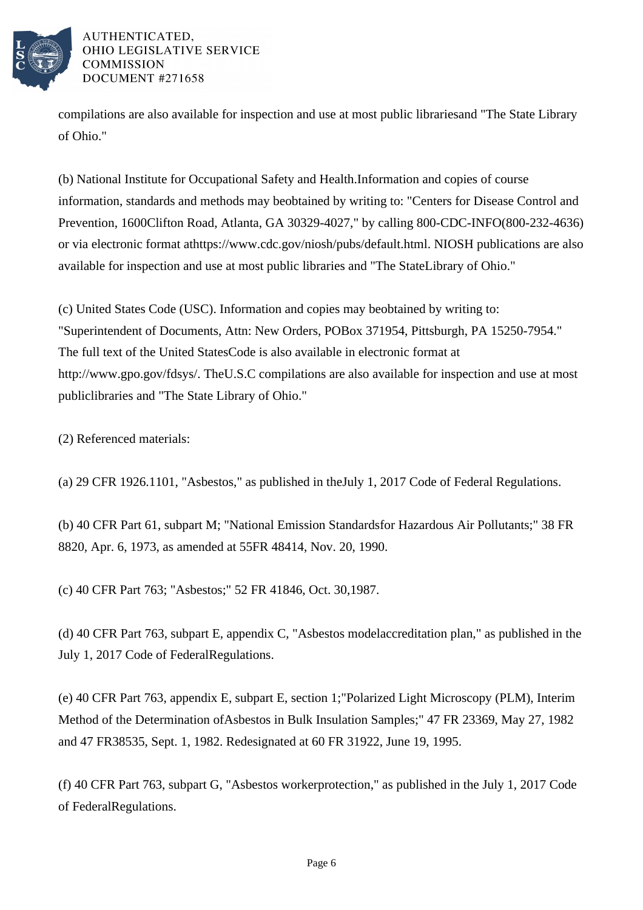compilations are also available for inspection and use at most public librariesand "The State Library of Ohio."

(b) National Institute for Occupational Safety and Health.Information and copies of course information, standards and methods may beobtained by writing to: "Centers for Disease Control and Prevention, 1600Clifton Road, Atlanta, GA 30329-4027," by calling 800-CDC-INFO(800-232-4636) or via electronic format athttps://www.cdc.gov/niosh/pubs/default.html. NIOSH publications are also available for inspection and use at most public libraries and "The StateLibrary of Ohio."

(c) United States Code (USC). Information and copies may beobtained by writing to: "Superintendent of Documents, Attn: New Orders, POBox 371954, Pittsburgh, PA 15250-7954." The full text of the United StatesCode is also available in electronic format at http://www.gpo.gov/fdsys/. TheU.S.C compilations are also available for inspection and use at most publiclibraries and "The State Library of Ohio."

(2) Referenced materials:

(a) 29 CFR 1926.1101, "Asbestos," as published in theJuly 1, 2017 Code of Federal Regulations.

(b) 40 CFR Part 61, subpart M; "National Emission Standardsfor Hazardous Air Pollutants;" 38 FR 8820, Apr. 6, 1973, as amended at 55FR 48414, Nov. 20, 1990.

(c) 40 CFR Part 763; "Asbestos;" 52 FR 41846, Oct. 30,1987.

(d) 40 CFR Part 763, subpart E, appendix C, "Asbestos modelaccreditation plan," as published in the July 1, 2017 Code of FederalRegulations.

(e) 40 CFR Part 763, appendix E, subpart E, section 1;"Polarized Light Microscopy (PLM), Interim Method of the Determination ofAsbestos in Bulk Insulation Samples;" 47 FR 23369, May 27, 1982 and 47 FR38535, Sept. 1, 1982. Redesignated at 60 FR 31922, June 19, 1995.

(f) 40 CFR Part 763, subpart G, "Asbestos workerprotection," as published in the July 1, 2017 Code of FederalRegulations.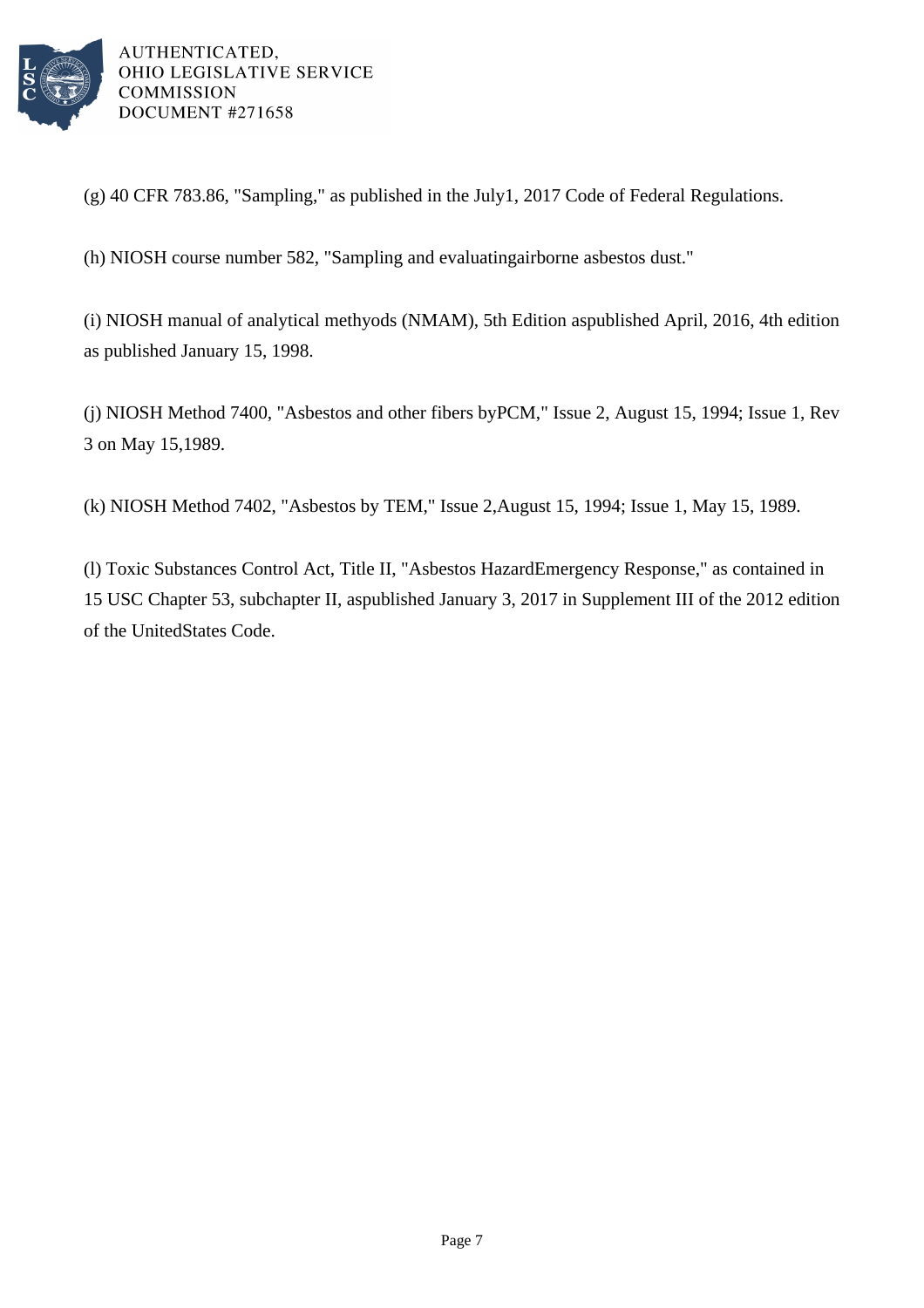(g) 40 CFR 783.86, "Sampling," as published in the July1, 2017 Code of Federal Regulations.

(h) NIOSH course number 582, "Sampling and evaluatingairborne asbestos dust."

(i) NIOSH manual of analytical methyods (NMAM), 5th Edition aspublished April, 2016, 4th edition as published January 15, 1998.

(j) NIOSH Method 7400, "Asbestos and other fibers byPCM," Issue 2, August 15, 1994; Issue 1, Rev 3 on May 15,1989.

(k) NIOSH Method 7402, "Asbestos by TEM," Issue 2,August 15, 1994; Issue 1, May 15, 1989.

(l) Toxic Substances Control Act, Title II, "Asbestos HazardEmergency Response," as contained in 15 USC Chapter 53, subchapter II, aspublished January 3, 2017 in Supplement III of the 2012 edition of the UnitedStates Code.